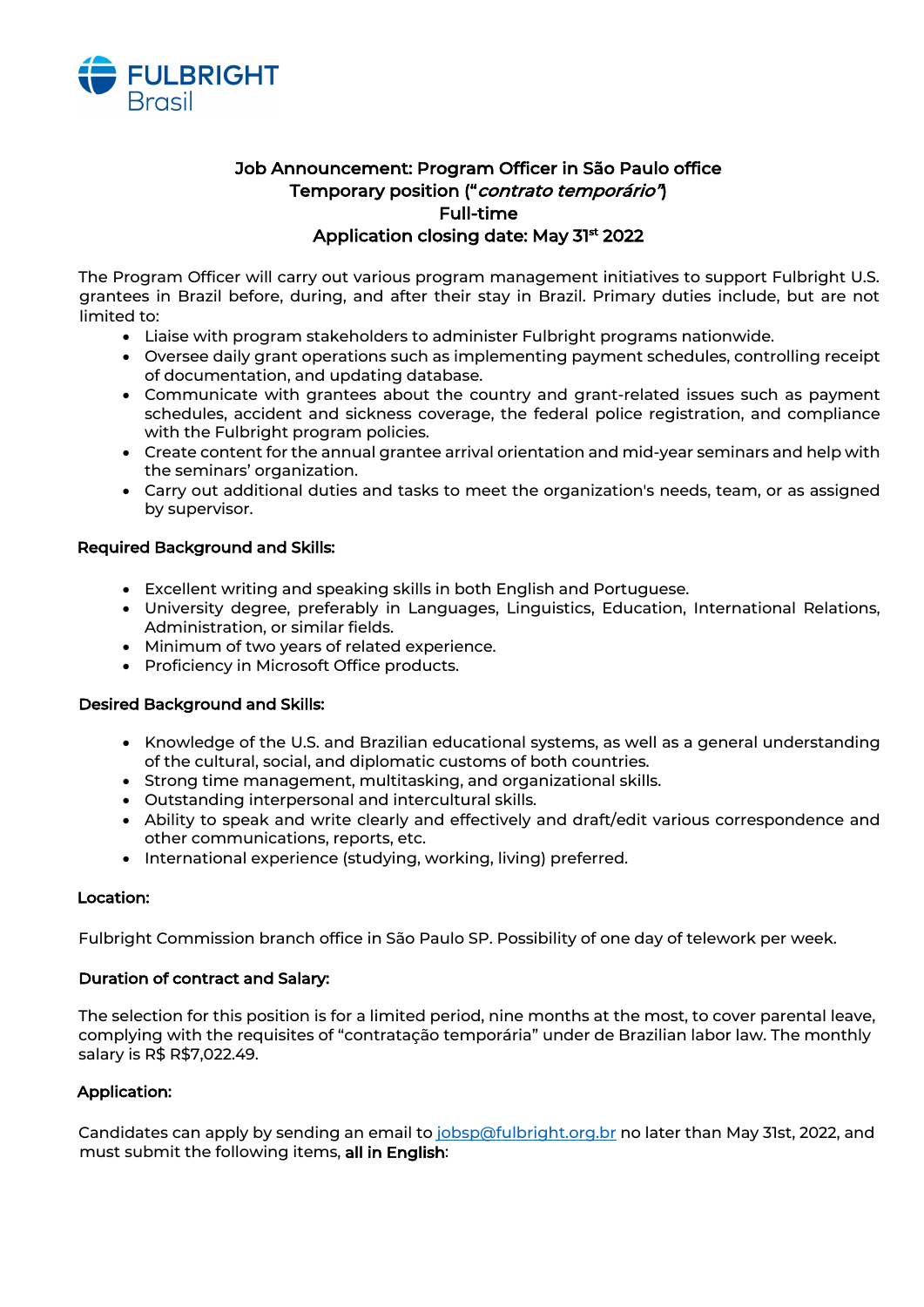FULBRIGHT Brasil

# Job Announcement: Program Officer in São Paulo office
## Temporary position ("*contrato temporário*")
## Full-time
## Application closing date: May 31st 2022

The Program Officer will carry out various program management initiatives to support Fulbright U.S. grantees in Brazil before, during, and after their stay in Brazil. Primary duties include, but are not limited to:

- Liaise with program stakeholders to administer Fulbright programs nationwide.
- Oversee daily grant operations such as implementing payment schedules, controlling receipt of documentation, and updating database.
- Communicate with grantees about the country and grant-related issues such as payment schedules, accident and sickness coverage, the federal police registration, and compliance with the Fulbright program policies.
- Create content for the annual grantee arrival orientation and mid-year seminars and help with the seminars' organization.
- Carry out additional duties and tasks to meet the organization's needs, team, or as assigned by supervisor.

**Required Background and Skills:**

- Excellent writing and speaking skills in both English and Portuguese.
- University degree, preferably in Languages, Linguistics, Education, International Relations, Administration, or similar fields.
- Minimum of two years of related experience.
- Proficiency in Microsoft Office products.

**Desired Background and Skills:**

- Knowledge of the U.S. and Brazilian educational systems, as well as a general understanding of the cultural, social, and diplomatic customs of both countries.
- Strong time management, multitasking, and organizational skills.
- Outstanding interpersonal and intercultural skills.
- Ability to speak and write clearly and effectively and draft/edit various correspondence and other communications, reports, etc.
- International experience (studying, working, living) preferred.

**Location:**

Fulbright Commission branch office in São Paulo SP. Possibility of one day of telework per week.

**Duration of contract and Salary:**

The selection for this position is for a limited period, nine months at the most, to cover parental leave, complying with the requisites of "contratação temporária" under de Brazilian labor law. The monthly salary is R$ R$7,022.49.

**Application:**

Candidates can apply by sending an email to jobsp@fulbright.org.br no later than May 31st, 2022, and must submit the following items, **all in English**: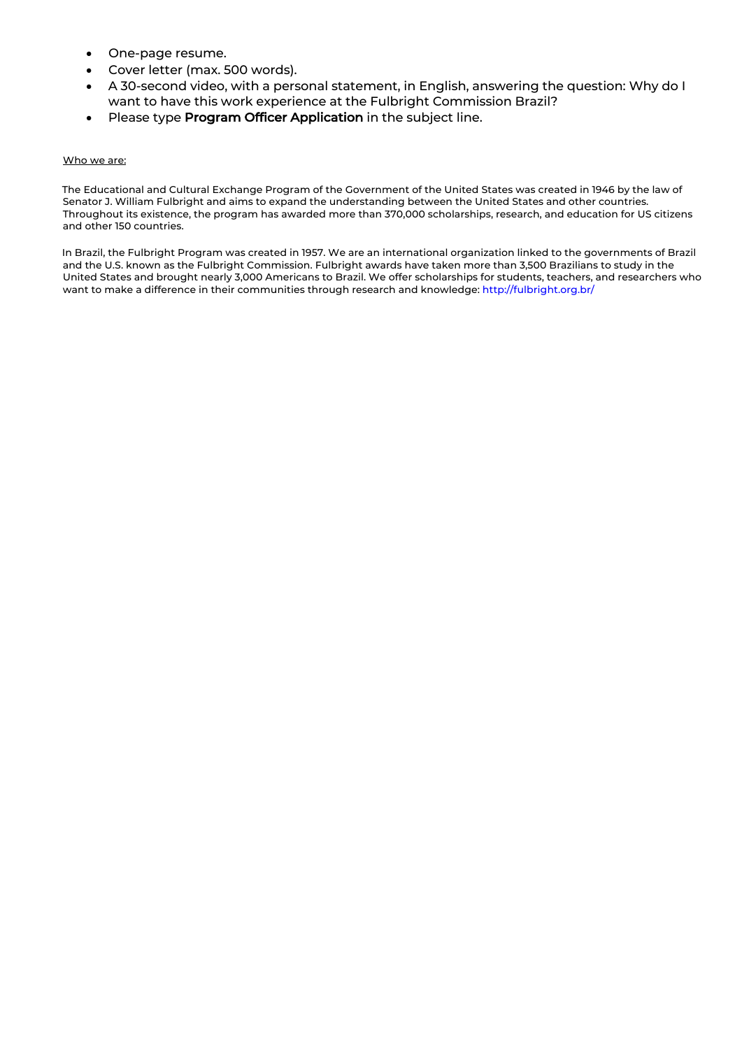- One-page resume.
- Cover letter (max. 500 words).
- A 30-second video, with a personal statement, in English, answering the question: Why do I want to have this work experience at the Fulbright Commission Brazil?
- Please type **Program Officer Application** in the subject line.

Who we are:

The Educational and Cultural Exchange Program of the Government of the United States was created in 1946 by the law of Senator J. William Fulbright and aims to expand the understanding between the United States and other countries. Throughout its existence, the program has awarded more than 370,000 scholarships, research, and education for US citizens and other 150 countries.

In Brazil, the Fulbright Program was created in 1957. We are an international organization linked to the governments of Brazil and the U.S. known as the Fulbright Commission. Fulbright awards have taken more than 3,500 Brazilians to study in the United States and brought nearly 3,000 Americans to Brazil. We offer scholarships for students, teachers, and researchers who want to make a difference in their communities through research and knowledge: http://fulbright.org.br/